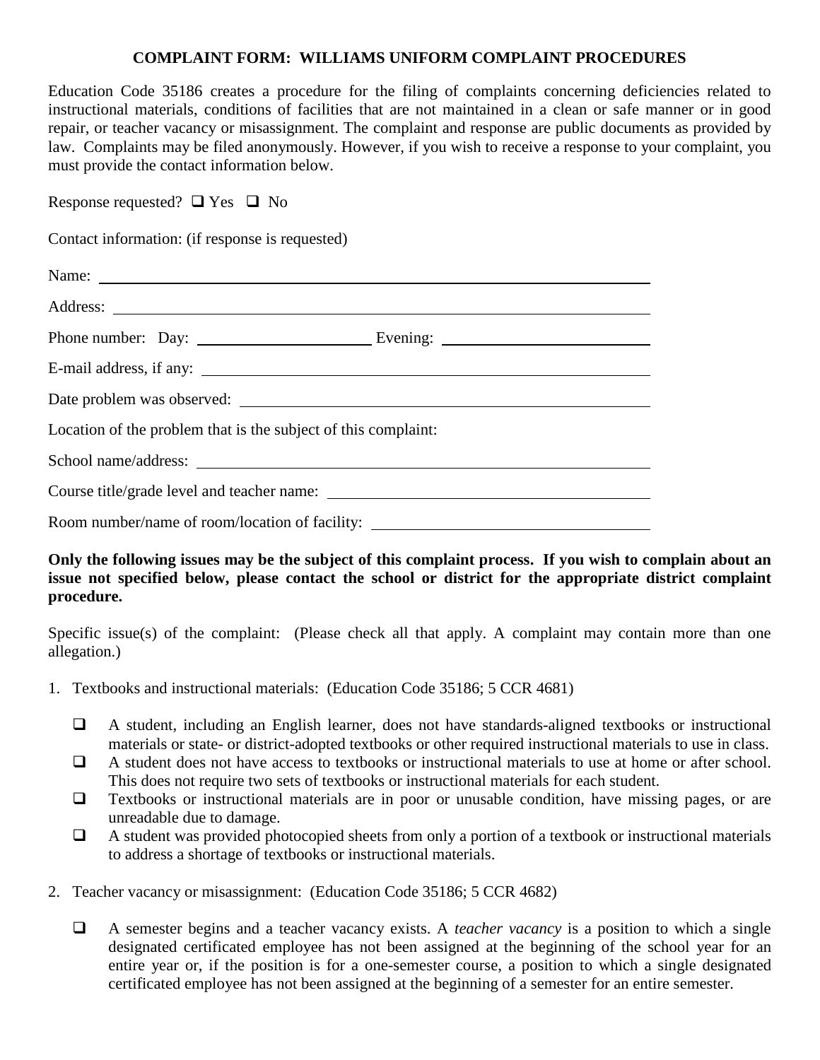**COMPLAINT FORM: WILLIAMS UNIFORM COMPLAINT PROCEDURES**

Education Code 35186 creates a procedure for the filing of complaints concerning deficiencies related to instructional materials, conditions of facilities that are not maintained in a clean or safe manner or in good repair, or teacher vacancy or misassignment. The complaint and response are public documents as provided by law. Complaints may be filed anonymously. However, if you wish to receive a response to your complaint, you must provide the contact information below.

Response requested? ❑ Yes ❑ No

Contact information: (if response is requested)

Name: ______________________________________________

Address: ______________________________________________

Phone number: Day: ____________________ Evening: ____________________

E-mail address, if any: ______________________________________________

Date problem was observed: ______________________________________________

Location of the problem that is the subject of this complaint:

School name/address: ______________________________________________

Course title/grade level and teacher name: ______________________________________________

Room number/name of room/location of facility: ______________________________________________

**Only the following issues may be the subject of this complaint process. If you wish to complain about an issue not specified below, please contact the school or district for the appropriate district complaint procedure.**

Specific issue(s) of the complaint: (Please check all that apply. A complaint may contain more than one allegation.)

1. Textbooks and instructional materials: (Education Code 35186; 5 CCR 4681)

   - ❑ A student, including an English learner, does not have standards-aligned textbooks or instructional materials or state- or district-adopted textbooks or other required instructional materials to use in class.
   - ❑ A student does not have access to textbooks or instructional materials to use at home or after school. This does not require two sets of textbooks or instructional materials for each student.
   - ❑ Textbooks or instructional materials are in poor or unusable condition, have missing pages, or are unreadable due to damage.
   - ❑ A student was provided photocopied sheets from only a portion of a textbook or instructional materials to address a shortage of textbooks or instructional materials.

2. Teacher vacancy or misassignment: (Education Code 35186; 5 CCR 4682)

   - ❑ A semester begins and a teacher vacancy exists. A *teacher vacancy* is a position to which a single designated certificated employee has not been assigned at the beginning of the school year for an entire year or, if the position is for a one-semester course, a position to which a single designated certificated employee has not been assigned at the beginning of a semester for an entire semester.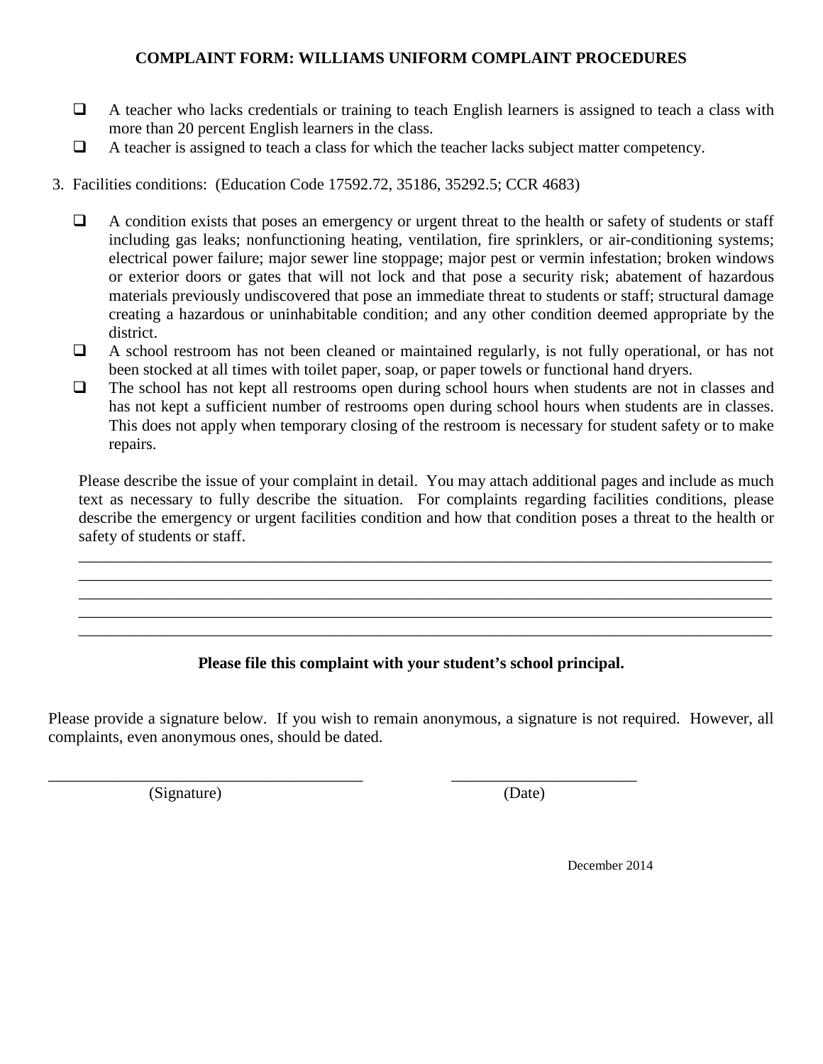**COMPLAINT FORM: WILLIAMS UNIFORM COMPLAINT PROCEDURES**

- ❑ A teacher who lacks credentials or training to teach English learners is assigned to teach a class with more than 20 percent English learners in the class.
- ❑ A teacher is assigned to teach a class for which the teacher lacks subject matter competency.

3. Facilities conditions: (Education Code 17592.72, 35186, 35292.5; CCR 4683)

- ❑ A condition exists that poses an emergency or urgent threat to the health or safety of students or staff including gas leaks; nonfunctioning heating, ventilation, fire sprinklers, or air-conditioning systems; electrical power failure; major sewer line stoppage; major pest or vermin infestation; broken windows or exterior doors or gates that will not lock and that pose a security risk; abatement of hazardous materials previously undiscovered that pose an immediate threat to students or staff; structural damage creating a hazardous or uninhabitable condition; and any other condition deemed appropriate by the district.
- ❑ A school restroom has not been cleaned or maintained regularly, is not fully operational, or has not been stocked at all times with toilet paper, soap, or paper towels or functional hand dryers.
- ❑ The school has not kept all restrooms open during school hours when students are not in classes and has not kept a sufficient number of restrooms open during school hours when students are in classes. This does not apply when temporary closing of the restroom is necessary for student safety or to make repairs.

Please describe the issue of your complaint in detail. You may attach additional pages and include as much text as necessary to fully describe the situation. For complaints regarding facilities conditions, please describe the emergency or urgent facilities condition and how that condition poses a threat to the health or safety of students or staff.

______________________________________________________________________________
______________________________________________________________________________
______________________________________________________________________________
______________________________________________________________________________
______________________________________________________________________________

**Please file this complaint with your student's school principal.**

Please provide a signature below. If you wish to remain anonymous, a signature is not required. However, all complaints, even anonymous ones, should be dated.

________________________________________ ________________________
(Signature) (Date)

December 2014